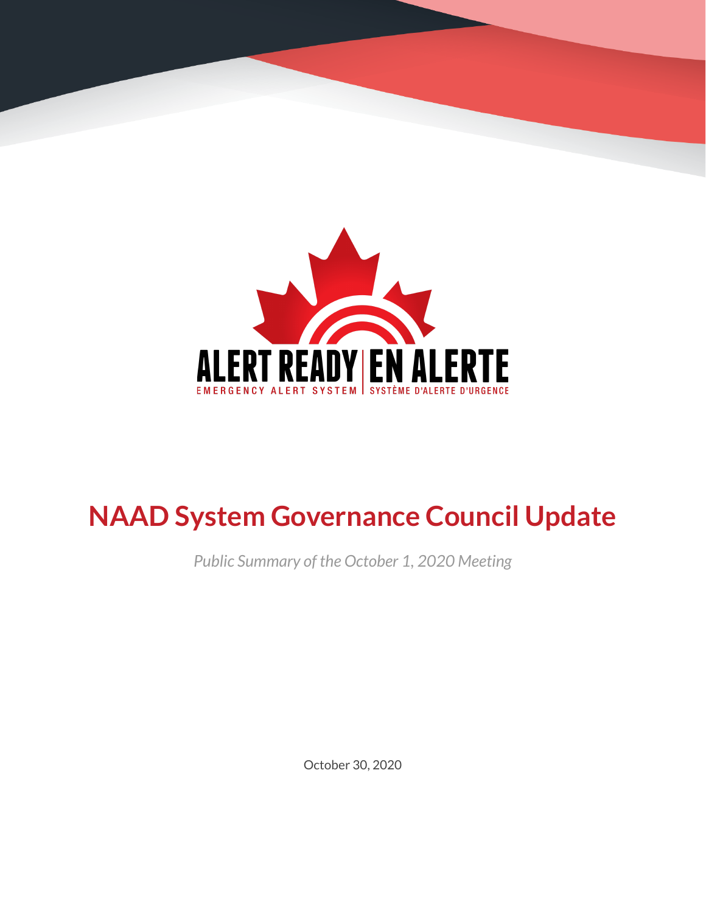ALERT READY | EN ALERTE

EMERGENCY ALERT SYSTEM | SYSTÈME D'ALERTE D'URGENCE

# NAAD System Governance Council Update

*Public Summary of the October 1, 2020 Meeting*

October 30, 2020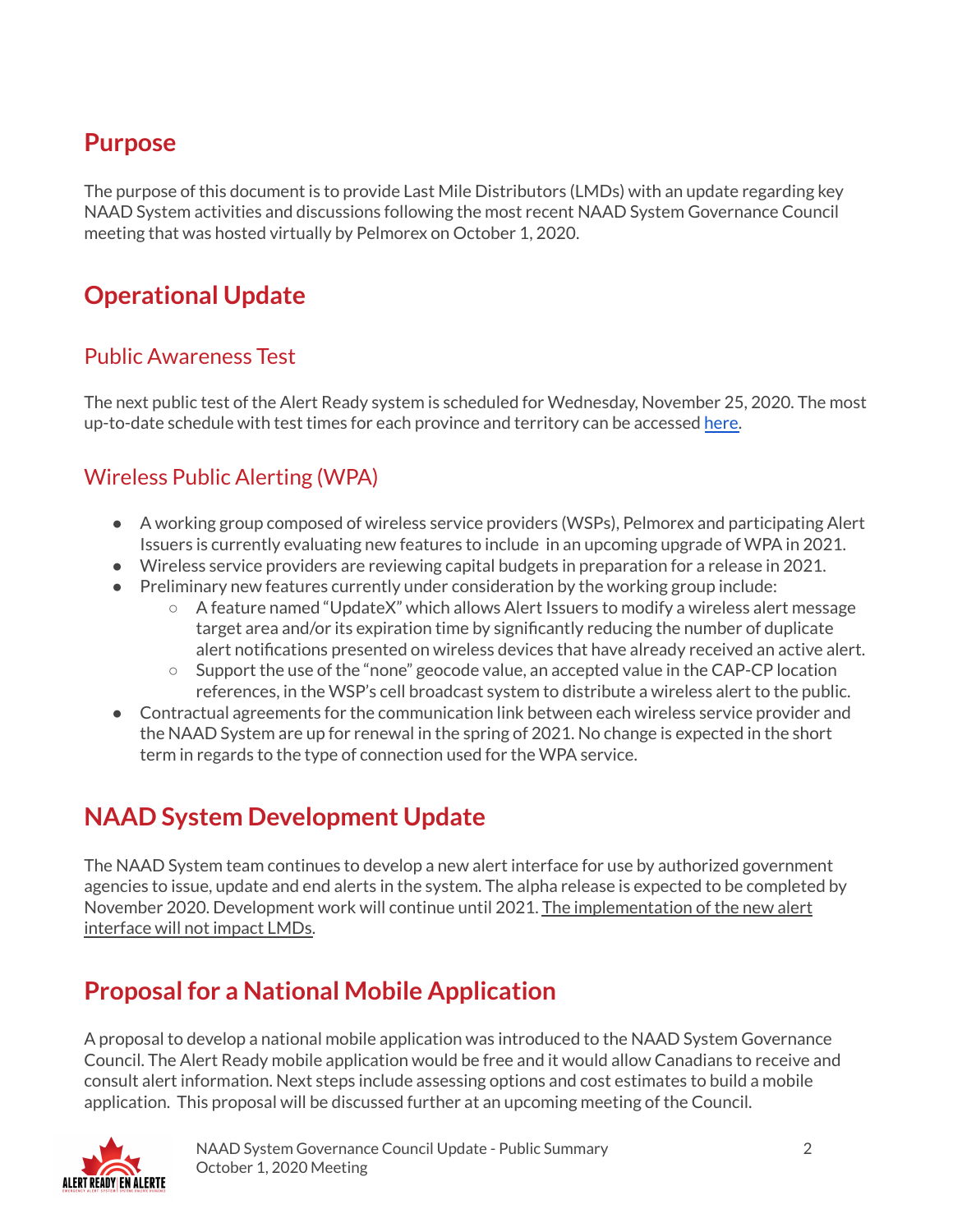## Purpose

The purpose of this document is to provide Last Mile Distributors (LMDs) with an update regarding key NAAD System activities and discussions following the most recent NAAD System Governance Council meeting that was hosted virtually by Pelmorex on October 1, 2020.

## Operational Update

### Public Awareness Test

The next public test of the Alert Ready system is scheduled for Wednesday, November 25, 2020. The most up-to-date schedule with test times for each province and territory can be accessed here.

### Wireless Public Alerting (WPA)

- A working group composed of wireless service providers (WSPs), Pelmorex and participating Alert Issuers is currently evaluating new features to include in an upcoming upgrade of WPA in 2021.
- Wireless service providers are reviewing capital budgets in preparation for a release in 2021.
- Preliminary new features currently under consideration by the working group include:
  - A feature named "UpdateX" which allows Alert Issuers to modify a wireless alert message target area and/or its expiration time by significantly reducing the number of duplicate alert notifications presented on wireless devices that have already received an active alert.
  - Support the use of the "none" geocode value, an accepted value in the CAP-CP location references, in the WSP's cell broadcast system to distribute a wireless alert to the public.
- Contractual agreements for the communication link between each wireless service provider and the NAAD System are up for renewal in the spring of 2021. No change is expected in the short term in regards to the type of connection used for the WPA service.

## NAAD System Development Update

The NAAD System team continues to develop a new alert interface for use by authorized government agencies to issue, update and end alerts in the system. The alpha release is expected to be completed by November 2020. Development work will continue until 2021. The implementation of the new alert interface will not impact LMDs.

## Proposal for a National Mobile Application

A proposal to develop a national mobile application was introduced to the NAAD System Governance Council. The Alert Ready mobile application would be free and it would allow Canadians to receive and consult alert information. Next steps include assessing options and cost estimates to build a mobile application. This proposal will be discussed further at an upcoming meeting of the Council.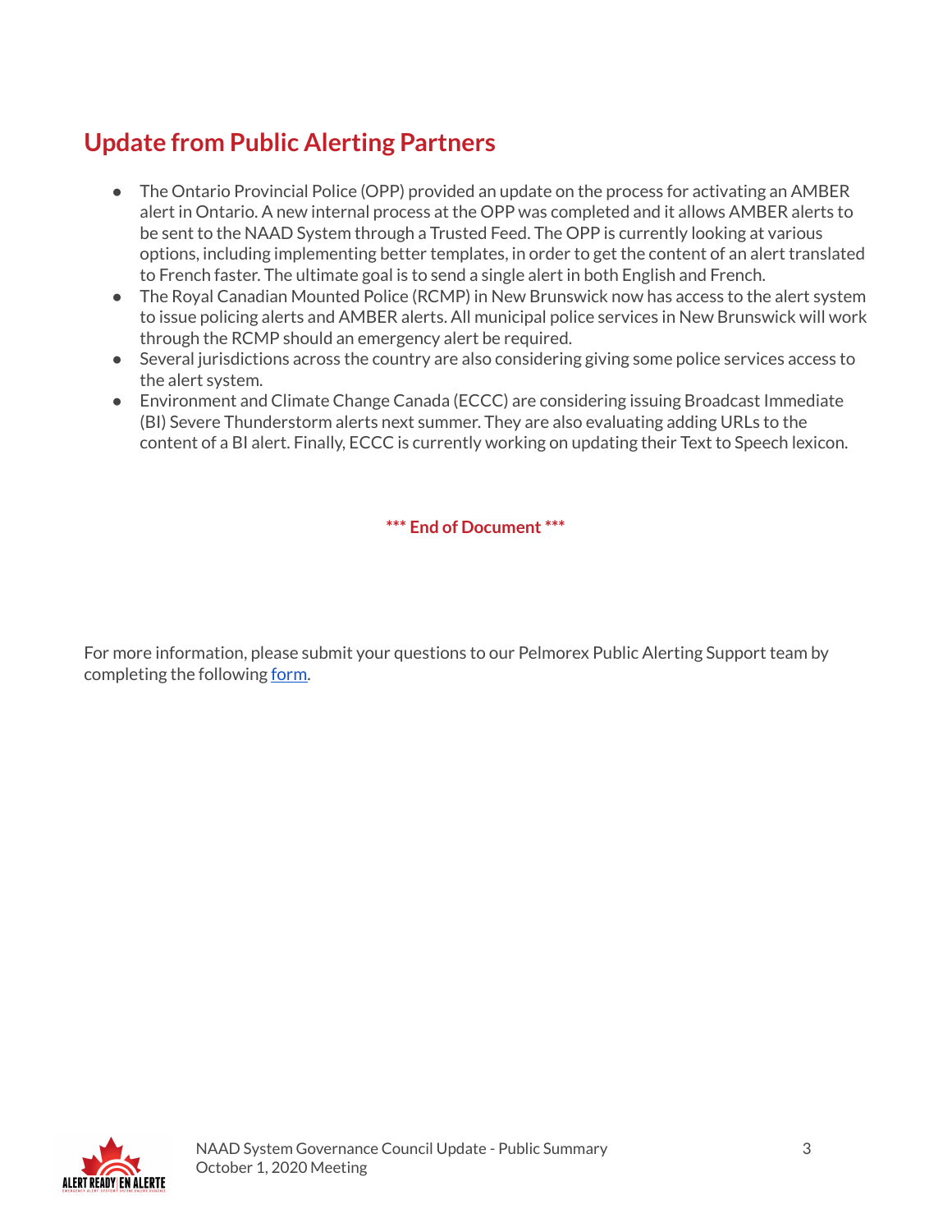## Update from Public Alerting Partners

- The Ontario Provincial Police (OPP) provided an update on the process for activating an AMBER alert in Ontario. A new internal process at the OPP was completed and it allows AMBER alerts to be sent to the NAAD System through a Trusted Feed. The OPP is currently looking at various options, including implementing better templates, in order to get the content of an alert translated to French faster. The ultimate goal is to send a single alert in both English and French.
- The Royal Canadian Mounted Police (RCMP) in New Brunswick now has access to the alert system to issue policing alerts and AMBER alerts. All municipal police services in New Brunswick will work through the RCMP should an emergency alert be required.
- Several jurisdictions across the country are also considering giving some police services access to the alert system.
- Environment and Climate Change Canada (ECCC) are considering issuing Broadcast Immediate (BI) Severe Thunderstorm alerts next summer. They are also evaluating adding URLs to the content of a BI alert. Finally, ECCC is currently working on updating their Text to Speech lexicon.

**\*\*\* End of Document \*\*\***

For more information, please submit your questions to our Pelmorex Public Alerting Support team by completing the following form.